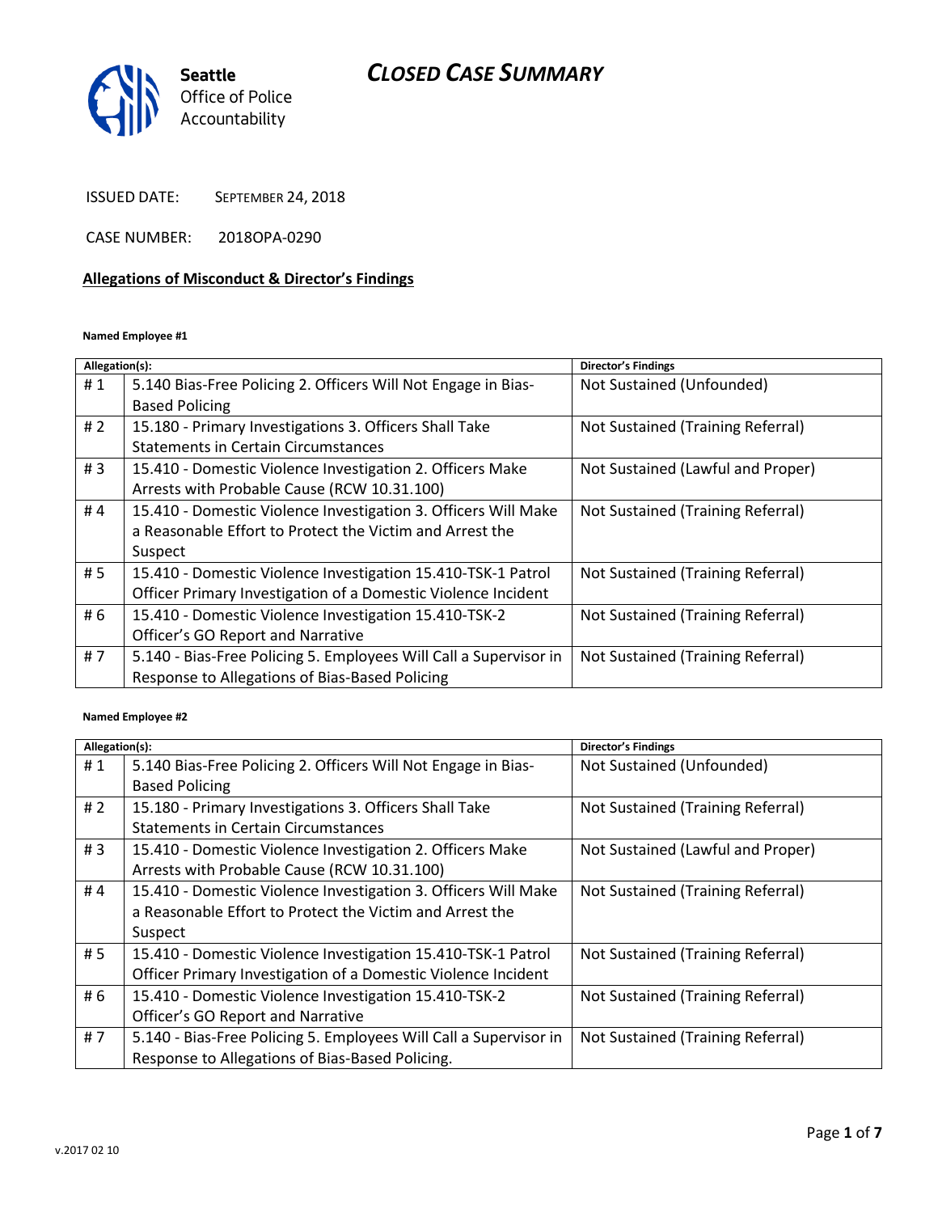# CLOSED CASE SUMMARY

Seattle Office of Police Accountability

ISSUED DATE: SEPTEMBER 24, 2018

CASE NUMBER: 2018OPA-0290

## Allegations of Misconduct & Director's Findings

**Named Employee #1**

| Allegation(s): | | Director's Findings |
|---|---|---|
| # 1 | 5.140 Bias-Free Policing 2. Officers Will Not Engage in Bias-Based Policing | Not Sustained (Unfounded) |
| # 2 | 15.180 - Primary Investigations 3. Officers Shall Take Statements in Certain Circumstances | Not Sustained (Training Referral) |
| # 3 | 15.410 - Domestic Violence Investigation 2. Officers Make Arrests with Probable Cause (RCW 10.31.100) | Not Sustained (Lawful and Proper) |
| # 4 | 15.410 - Domestic Violence Investigation 3. Officers Will Make a Reasonable Effort to Protect the Victim and Arrest the Suspect | Not Sustained (Training Referral) |
| # 5 | 15.410 - Domestic Violence Investigation 15.410-TSK-1 Patrol Officer Primary Investigation of a Domestic Violence Incident | Not Sustained (Training Referral) |
| # 6 | 15.410 - Domestic Violence Investigation 15.410-TSK-2 Officer's GO Report and Narrative | Not Sustained (Training Referral) |
| # 7 | 5.140 - Bias-Free Policing 5. Employees Will Call a Supervisor in Response to Allegations of Bias-Based Policing | Not Sustained (Training Referral) |

**Named Employee #2**

| Allegation(s): | | Director's Findings |
|---|---|---|
| # 1 | 5.140 Bias-Free Policing 2. Officers Will Not Engage in Bias-Based Policing | Not Sustained (Unfounded) |
| # 2 | 15.180 - Primary Investigations 3. Officers Shall Take Statements in Certain Circumstances | Not Sustained (Training Referral) |
| # 3 | 15.410 - Domestic Violence Investigation 2. Officers Make Arrests with Probable Cause (RCW 10.31.100) | Not Sustained (Lawful and Proper) |
| # 4 | 15.410 - Domestic Violence Investigation 3. Officers Will Make a Reasonable Effort to Protect the Victim and Arrest the Suspect | Not Sustained (Training Referral) |
| # 5 | 15.410 - Domestic Violence Investigation 15.410-TSK-1 Patrol Officer Primary Investigation of a Domestic Violence Incident | Not Sustained (Training Referral) |
| # 6 | 15.410 - Domestic Violence Investigation 15.410-TSK-2 Officer's GO Report and Narrative | Not Sustained (Training Referral) |
| # 7 | 5.140 - Bias-Free Policing 5. Employees Will Call a Supervisor in Response to Allegations of Bias-Based Policing. | Not Sustained (Training Referral) |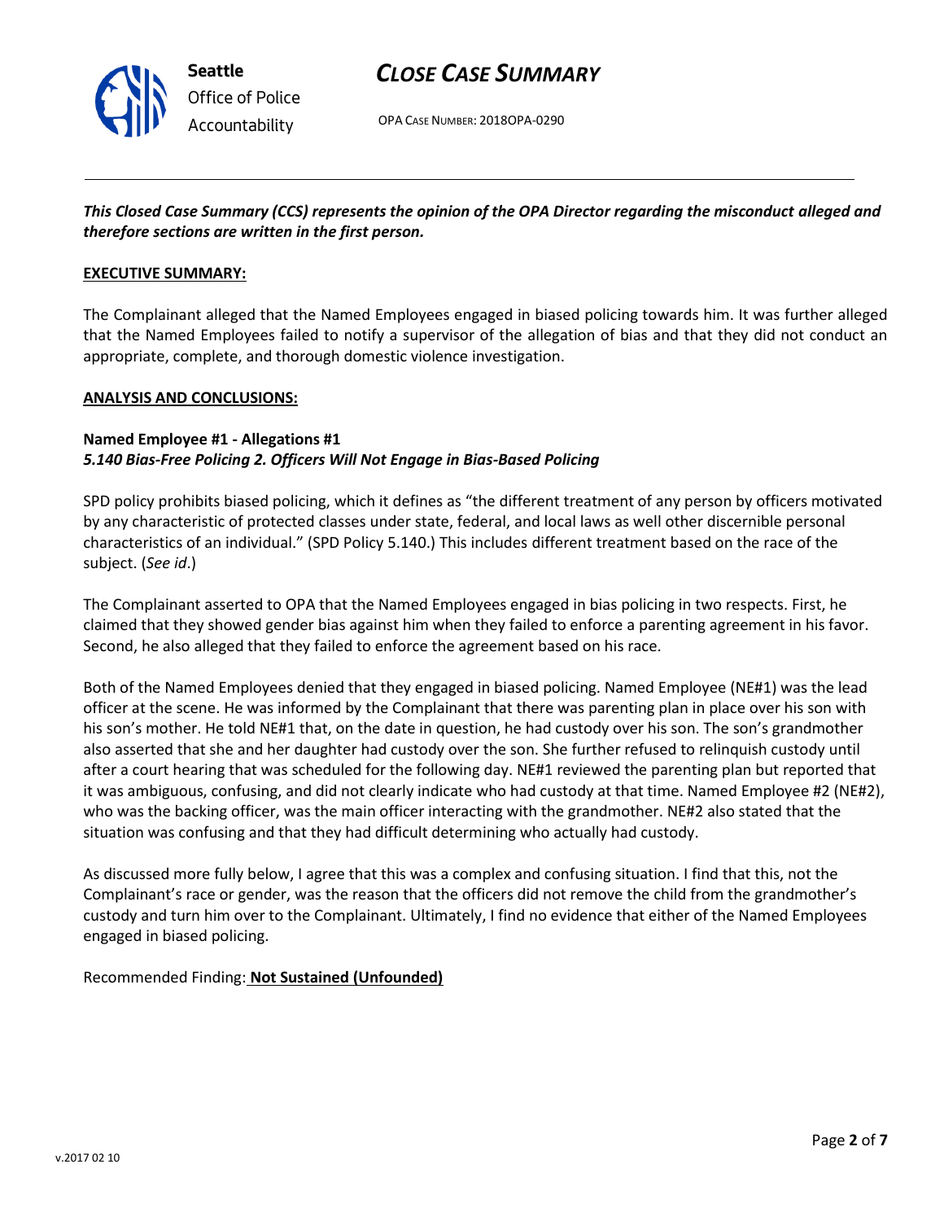*This Closed Case Summary (CCS) represents the opinion of the OPA Director regarding the misconduct alleged and therefore sections are written in the first person.*

**EXECUTIVE SUMMARY:**

The Complainant alleged that the Named Employees engaged in biased policing towards him. It was further alleged that the Named Employees failed to notify a supervisor of the allegation of bias and that they did not conduct an appropriate, complete, and thorough domestic violence investigation.

**ANALYSIS AND CONCLUSIONS:**

**Named Employee #1 - Allegations #1**
***5.140 Bias-Free Policing 2. Officers Will Not Engage in Bias-Based Policing***

SPD policy prohibits biased policing, which it defines as "the different treatment of any person by officers motivated by any characteristic of protected classes under state, federal, and local laws as well other discernible personal characteristics of an individual." (SPD Policy 5.140.) This includes different treatment based on the race of the subject. (*See id*.)

The Complainant asserted to OPA that the Named Employees engaged in bias policing in two respects. First, he claimed that they showed gender bias against him when they failed to enforce a parenting agreement in his favor. Second, he also alleged that they failed to enforce the agreement based on his race.

Both of the Named Employees denied that they engaged in biased policing. Named Employee (NE#1) was the lead officer at the scene. He was informed by the Complainant that there was parenting plan in place over his son with his son's mother. He told NE#1 that, on the date in question, he had custody over his son. The son's grandmother also asserted that she and her daughter had custody over the son. She further refused to relinquish custody until after a court hearing that was scheduled for the following day. NE#1 reviewed the parenting plan but reported that it was ambiguous, confusing, and did not clearly indicate who had custody at that time. Named Employee #2 (NE#2), who was the backing officer, was the main officer interacting with the grandmother. NE#2 also stated that the situation was confusing and that they had difficult determining who actually had custody.

As discussed more fully below, I agree that this was a complex and confusing situation. I find that this, not the Complainant's race or gender, was the reason that the officers did not remove the child from the grandmother's custody and turn him over to the Complainant. Ultimately, I find no evidence that either of the Named Employees engaged in biased policing.

Recommended Finding: **Not Sustained (Unfounded)**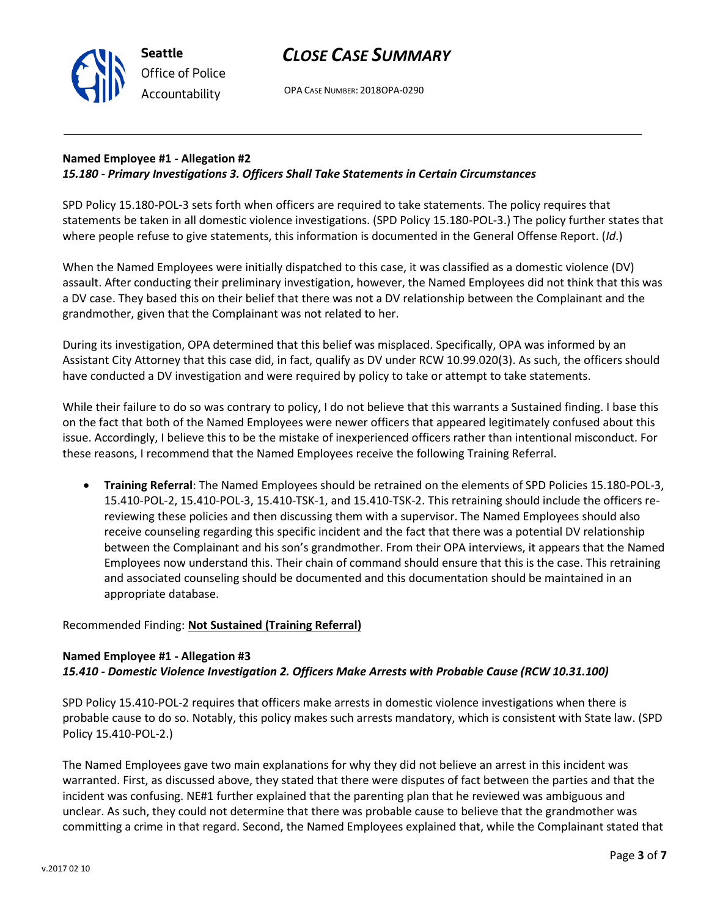**Named Employee #1 - Allegation #2**
***15.180 - Primary Investigations 3. Officers Shall Take Statements in Certain Circumstances***

SPD Policy 15.180-POL-3 sets forth when officers are required to take statements. The policy requires that statements be taken in all domestic violence investigations. (SPD Policy 15.180-POL-3.) The policy further states that where people refuse to give statements, this information is documented in the General Offense Report. (*Id*.)

When the Named Employees were initially dispatched to this case, it was classified as a domestic violence (DV) assault. After conducting their preliminary investigation, however, the Named Employees did not think that this was a DV case. They based this on their belief that there was not a DV relationship between the Complainant and the grandmother, given that the Complainant was not related to her.

During its investigation, OPA determined that this belief was misplaced. Specifically, OPA was informed by an Assistant City Attorney that this case did, in fact, qualify as DV under RCW 10.99.020(3). As such, the officers should have conducted a DV investigation and were required by policy to take or attempt to take statements.

While their failure to do so was contrary to policy, I do not believe that this warrants a Sustained finding. I base this on the fact that both of the Named Employees were newer officers that appeared legitimately confused about this issue. Accordingly, I believe this to be the mistake of inexperienced officers rather than intentional misconduct. For these reasons, I recommend that the Named Employees receive the following Training Referral.

- **Training Referral**: The Named Employees should be retrained on the elements of SPD Policies 15.180-POL-3, 15.410-POL-2, 15.410-POL-3, 15.410-TSK-1, and 15.410-TSK-2. This retraining should include the officers re-reviewing these policies and then discussing them with a supervisor. The Named Employees should also receive counseling regarding this specific incident and the fact that there was a potential DV relationship between the Complainant and his son's grandmother. From their OPA interviews, it appears that the Named Employees now understand this. Their chain of command should ensure that this is the case. This retraining and associated counseling should be documented and this documentation should be maintained in an appropriate database.

Recommended Finding: **Not Sustained (Training Referral)**

**Named Employee #1 - Allegation #3**
***15.410 - Domestic Violence Investigation 2. Officers Make Arrests with Probable Cause (RCW 10.31.100)***

SPD Policy 15.410-POL-2 requires that officers make arrests in domestic violence investigations when there is probable cause to do so. Notably, this policy makes such arrests mandatory, which is consistent with State law. (SPD Policy 15.410-POL-2.)

The Named Employees gave two main explanations for why they did not believe an arrest in this incident was warranted. First, as discussed above, they stated that there were disputes of fact between the parties and that the incident was confusing. NE#1 further explained that the parenting plan that he reviewed was ambiguous and unclear. As such, they could not determine that there was probable cause to believe that the grandmother was committing a crime in that regard. Second, the Named Employees explained that, while the Complainant stated that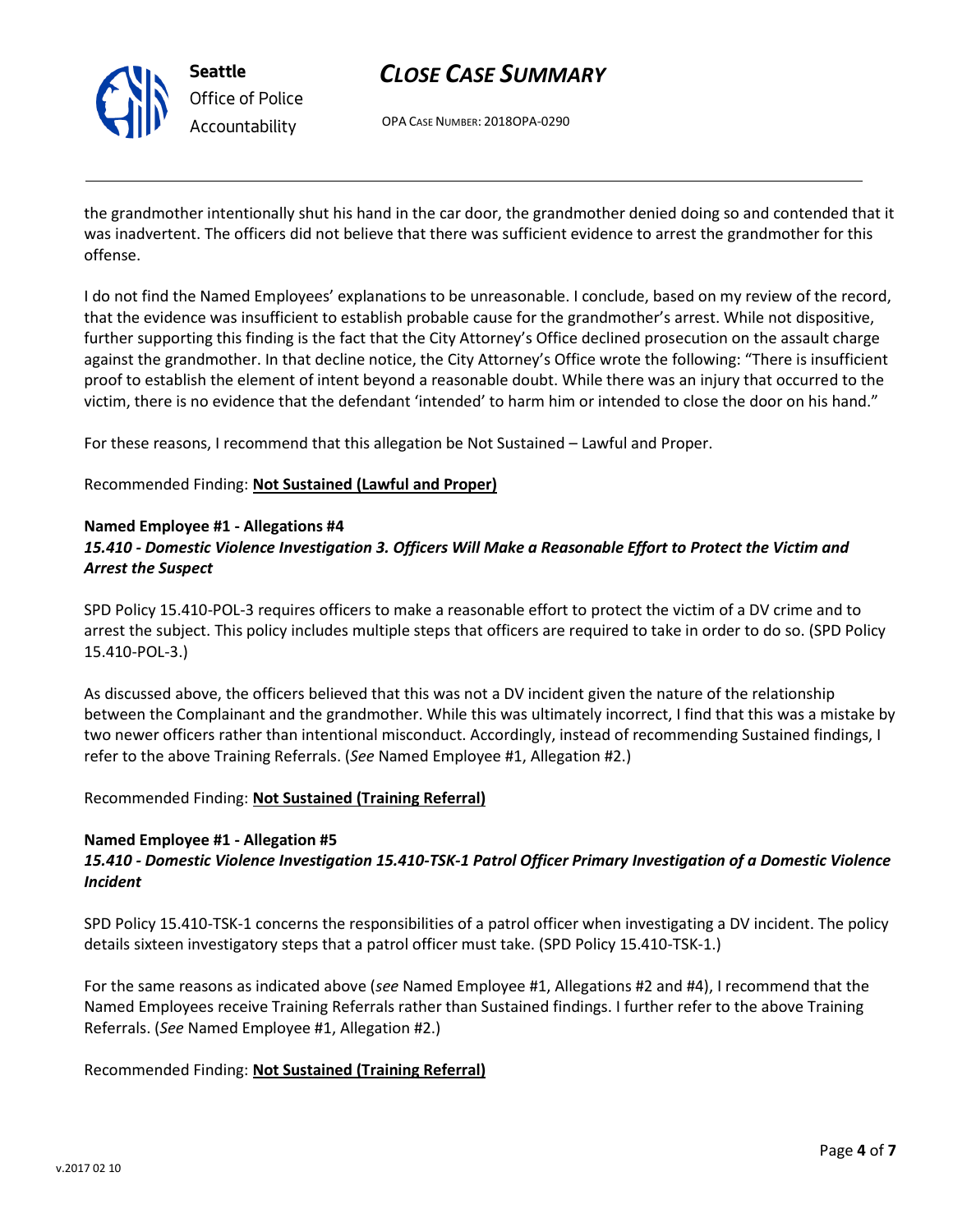the grandmother intentionally shut his hand in the car door, the grandmother denied doing so and contended that it was inadvertent. The officers did not believe that there was sufficient evidence to arrest the grandmother for this offense.

I do not find the Named Employees' explanations to be unreasonable. I conclude, based on my review of the record, that the evidence was insufficient to establish probable cause for the grandmother's arrest. While not dispositive, further supporting this finding is the fact that the City Attorney's Office declined prosecution on the assault charge against the grandmother. In that decline notice, the City Attorney's Office wrote the following: "There is insufficient proof to establish the element of intent beyond a reasonable doubt. While there was an injury that occurred to the victim, there is no evidence that the defendant 'intended' to harm him or intended to close the door on his hand."

For these reasons, I recommend that this allegation be Not Sustained – Lawful and Proper.

Recommended Finding: **Not Sustained (Lawful and Proper)**

**Named Employee #1 - Allegations #4**
***15.410 - Domestic Violence Investigation 3. Officers Will Make a Reasonable Effort to Protect the Victim and Arrest the Suspect***

SPD Policy 15.410-POL-3 requires officers to make a reasonable effort to protect the victim of a DV crime and to arrest the subject. This policy includes multiple steps that officers are required to take in order to do so. (SPD Policy 15.410-POL-3.)

As discussed above, the officers believed that this was not a DV incident given the nature of the relationship between the Complainant and the grandmother. While this was ultimately incorrect, I find that this was a mistake by two newer officers rather than intentional misconduct. Accordingly, instead of recommending Sustained findings, I refer to the above Training Referrals. (*See* Named Employee #1, Allegation #2.)

Recommended Finding: **Not Sustained (Training Referral)**

**Named Employee #1 - Allegation #5**
***15.410 - Domestic Violence Investigation 15.410-TSK-1 Patrol Officer Primary Investigation of a Domestic Violence Incident***

SPD Policy 15.410-TSK-1 concerns the responsibilities of a patrol officer when investigating a DV incident. The policy details sixteen investigatory steps that a patrol officer must take. (SPD Policy 15.410-TSK-1.)

For the same reasons as indicated above (*see* Named Employee #1, Allegations #2 and #4), I recommend that the Named Employees receive Training Referrals rather than Sustained findings. I further refer to the above Training Referrals. (*See* Named Employee #1, Allegation #2.)

Recommended Finding: **Not Sustained (Training Referral)**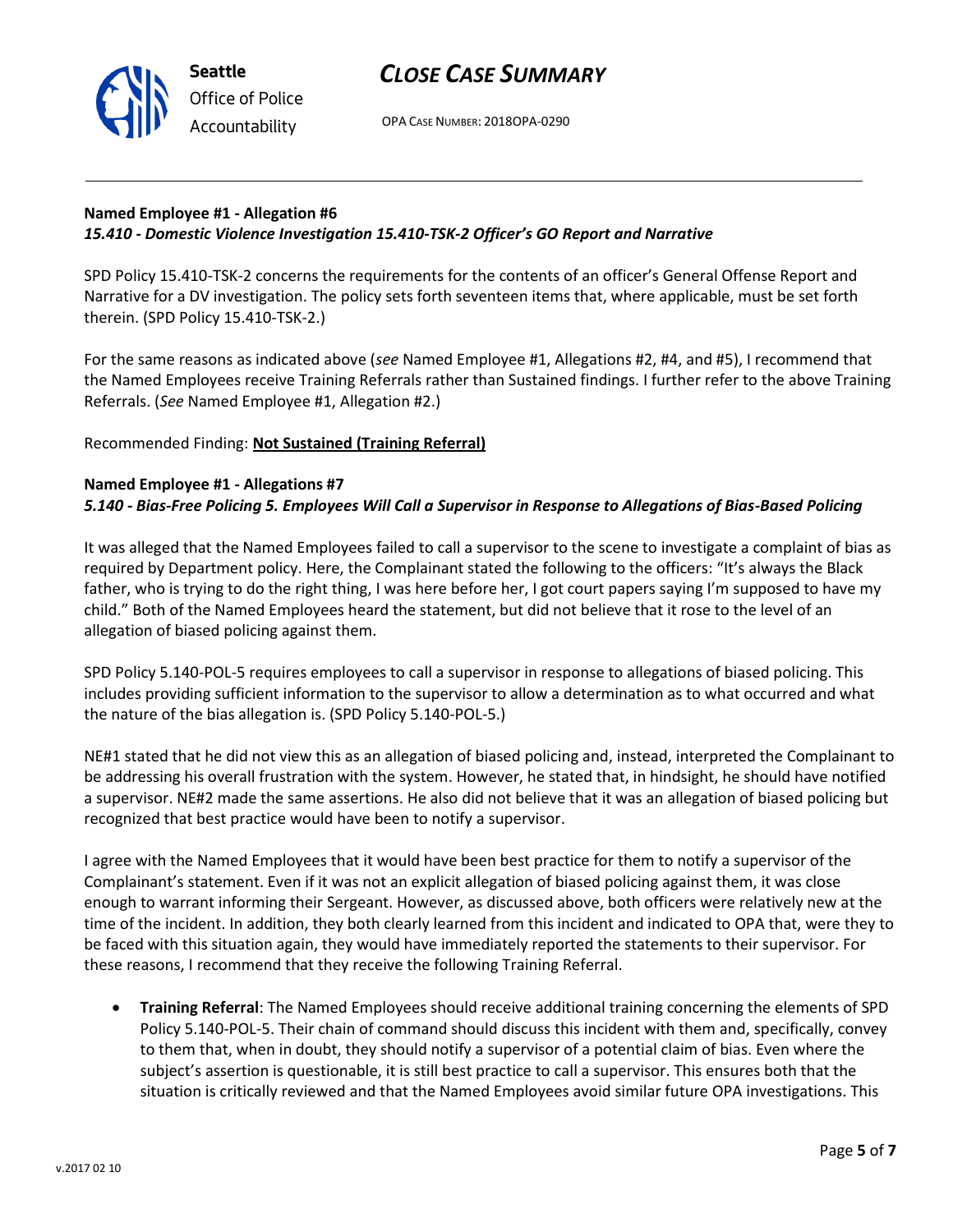**Named Employee #1 - Allegation #6**
***15.410 - Domestic Violence Investigation 15.410-TSK-2 Officer's GO Report and Narrative***

SPD Policy 15.410-TSK-2 concerns the requirements for the contents of an officer's General Offense Report and Narrative for a DV investigation. The policy sets forth seventeen items that, where applicable, must be set forth therein. (SPD Policy 15.410-TSK-2.)

For the same reasons as indicated above (*see* Named Employee #1, Allegations #2, #4, and #5), I recommend that the Named Employees receive Training Referrals rather than Sustained findings. I further refer to the above Training Referrals. (*See* Named Employee #1, Allegation #2.)

Recommended Finding: **Not Sustained (Training Referral)**

**Named Employee #1 - Allegations #7**
***5.140 - Bias-Free Policing 5. Employees Will Call a Supervisor in Response to Allegations of Bias-Based Policing***

It was alleged that the Named Employees failed to call a supervisor to the scene to investigate a complaint of bias as required by Department policy. Here, the Complainant stated the following to the officers: "It's always the Black father, who is trying to do the right thing, I was here before her, I got court papers saying I'm supposed to have my child." Both of the Named Employees heard the statement, but did not believe that it rose to the level of an allegation of biased policing against them.

SPD Policy 5.140-POL-5 requires employees to call a supervisor in response to allegations of biased policing. This includes providing sufficient information to the supervisor to allow a determination as to what occurred and what the nature of the bias allegation is. (SPD Policy 5.140-POL-5.)

NE#1 stated that he did not view this as an allegation of biased policing and, instead, interpreted the Complainant to be addressing his overall frustration with the system. However, he stated that, in hindsight, he should have notified a supervisor. NE#2 made the same assertions. He also did not believe that it was an allegation of biased policing but recognized that best practice would have been to notify a supervisor.

I agree with the Named Employees that it would have been best practice for them to notify a supervisor of the Complainant's statement. Even if it was not an explicit allegation of biased policing against them, it was close enough to warrant informing their Sergeant. However, as discussed above, both officers were relatively new at the time of the incident. In addition, they both clearly learned from this incident and indicated to OPA that, were they to be faced with this situation again, they would have immediately reported the statements to their supervisor. For these reasons, I recommend that they receive the following Training Referral.

- **Training Referral**: The Named Employees should receive additional training concerning the elements of SPD Policy 5.140-POL-5. Their chain of command should discuss this incident with them and, specifically, convey to them that, when in doubt, they should notify a supervisor of a potential claim of bias. Even where the subject's assertion is questionable, it is still best practice to call a supervisor. This ensures both that the situation is critically reviewed and that the Named Employees avoid similar future OPA investigations. This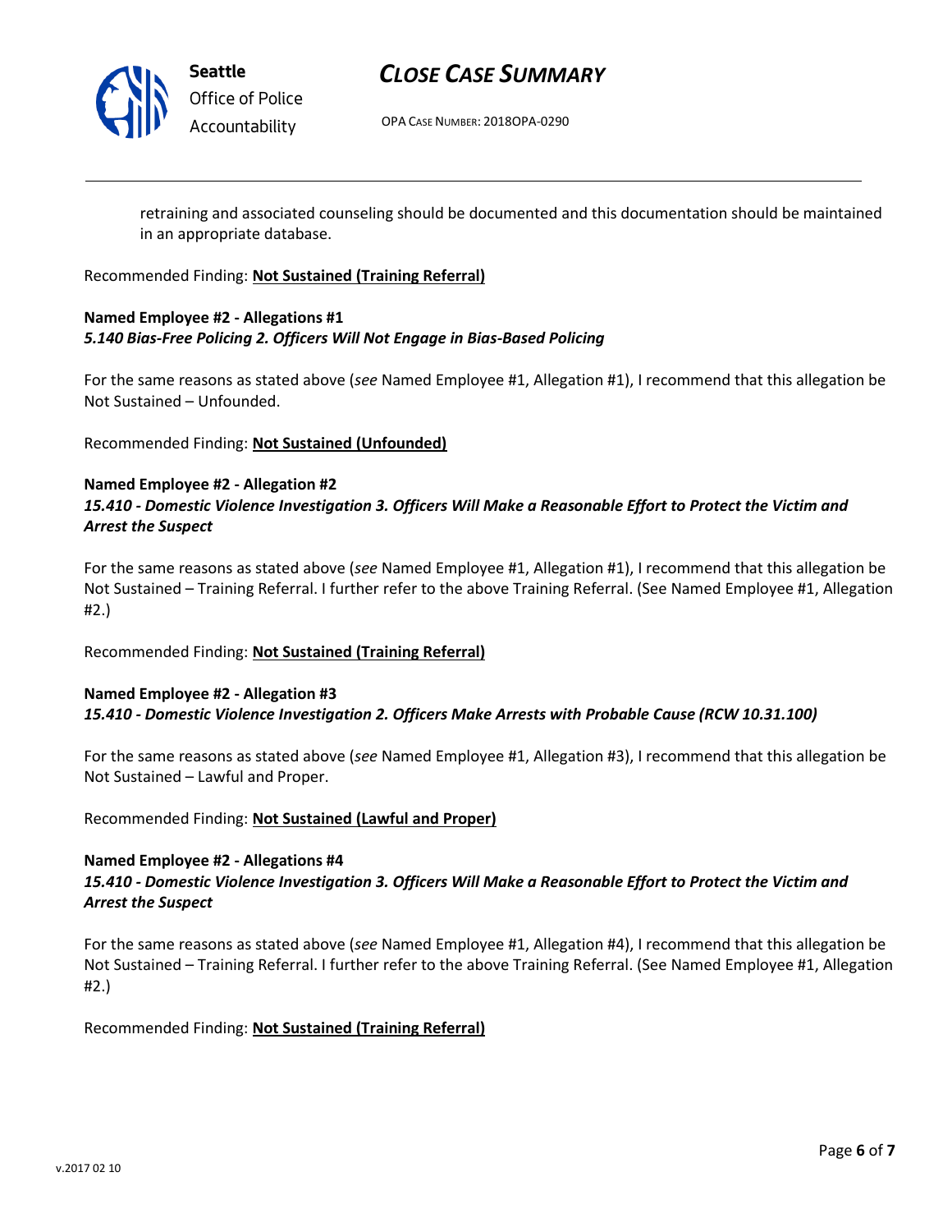retraining and associated counseling should be documented and this documentation should be maintained in an appropriate database.

Recommended Finding: **Not Sustained (Training Referral)**

**Named Employee #2 - Allegations #1**
***5.140 Bias-Free Policing 2. Officers Will Not Engage in Bias-Based Policing***

For the same reasons as stated above (*see* Named Employee #1, Allegation #1), I recommend that this allegation be Not Sustained – Unfounded.

Recommended Finding: **Not Sustained (Unfounded)**

**Named Employee #2 - Allegation #2**
***15.410 - Domestic Violence Investigation 3. Officers Will Make a Reasonable Effort to Protect the Victim and Arrest the Suspect***

For the same reasons as stated above (*see* Named Employee #1, Allegation #1), I recommend that this allegation be Not Sustained – Training Referral. I further refer to the above Training Referral. (See Named Employee #1, Allegation #2.)

Recommended Finding: **Not Sustained (Training Referral)**

**Named Employee #2 - Allegation #3**
***15.410 - Domestic Violence Investigation 2. Officers Make Arrests with Probable Cause (RCW 10.31.100)***

For the same reasons as stated above (*see* Named Employee #1, Allegation #3), I recommend that this allegation be Not Sustained – Lawful and Proper.

Recommended Finding: **Not Sustained (Lawful and Proper)**

**Named Employee #2 - Allegations #4**
***15.410 - Domestic Violence Investigation 3. Officers Will Make a Reasonable Effort to Protect the Victim and Arrest the Suspect***

For the same reasons as stated above (*see* Named Employee #1, Allegation #4), I recommend that this allegation be Not Sustained – Training Referral. I further refer to the above Training Referral. (See Named Employee #1, Allegation #2.)

Recommended Finding: **Not Sustained (Training Referral)**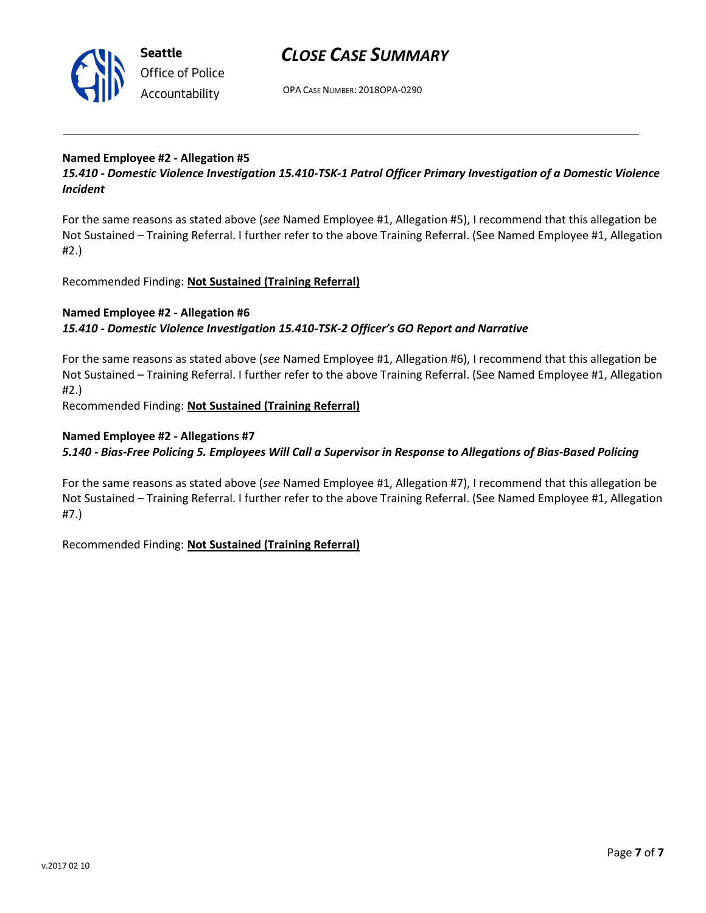**Named Employee #2 - Allegation #5**

***15.410 - Domestic Violence Investigation 15.410-TSK-1 Patrol Officer Primary Investigation of a Domestic Violence Incident***

For the same reasons as stated above (*see* Named Employee #1, Allegation #5), I recommend that this allegation be Not Sustained – Training Referral. I further refer to the above Training Referral. (See Named Employee #1, Allegation #2.)

Recommended Finding: **Not Sustained (Training Referral)**

**Named Employee #2 - Allegation #6**

***15.410 - Domestic Violence Investigation 15.410-TSK-2 Officer's GO Report and Narrative***

For the same reasons as stated above (*see* Named Employee #1, Allegation #6), I recommend that this allegation be Not Sustained – Training Referral. I further refer to the above Training Referral. (See Named Employee #1, Allegation #2.)

Recommended Finding: **Not Sustained (Training Referral)**

**Named Employee #2 - Allegations #7**

***5.140 - Bias-Free Policing 5. Employees Will Call a Supervisor in Response to Allegations of Bias-Based Policing***

For the same reasons as stated above (*see* Named Employee #1, Allegation #7), I recommend that this allegation be Not Sustained – Training Referral. I further refer to the above Training Referral. (See Named Employee #1, Allegation #7.)

Recommended Finding: **Not Sustained (Training Referral)**